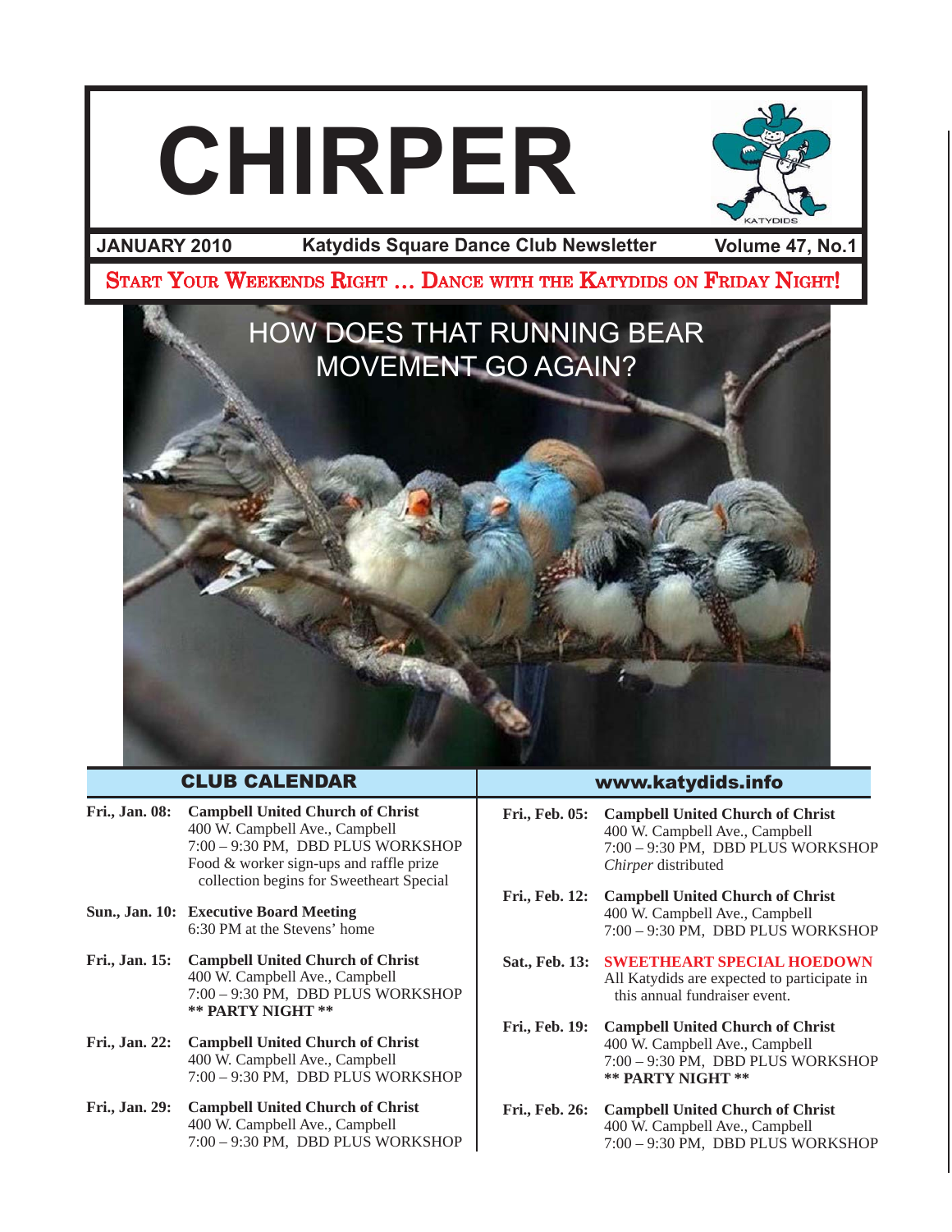# CHIRPER

**JANUARY 2010** | **Katydids Square Dance Club Newsletter** | **Volume 47, No.1**

START YOUR WEEKENDS RIGHT … DANCE WITH THE KATYDIDS ON FRIDAY NIGHT!

HOW DOES THAT RUNNING BEAR MOVEMENT GO AGAIN?

## CLUB CALENDAR

**www.katydids.info**

**Fri., Jan. 08:** **Campbell United Church of Christ**
400 W. Campbell Ave., Campbell
7:00 – 9:30 PM, DBD PLUS WORKSHOP
Food & worker sign-ups and raffle prize collection begins for Sweetheart Special

**Sun., Jan. 10:** **Executive Board Meeting**
6:30 PM at the Stevens' home

**Fri., Jan. 15:** **Campbell United Church of Christ**
400 W. Campbell Ave., Campbell
7:00 – 9:30 PM, DBD PLUS WORKSHOP
**\*\* PARTY NIGHT \*\***

**Fri., Jan. 22:** **Campbell United Church of Christ**
400 W. Campbell Ave., Campbell
7:00 – 9:30 PM, DBD PLUS WORKSHOP

**Fri., Jan. 29:** **Campbell United Church of Christ**
400 W. Campbell Ave., Campbell
7:00 – 9:30 PM, DBD PLUS WORKSHOP

**Fri., Feb. 05:** **Campbell United Church of Christ**
400 W. Campbell Ave., Campbell
7:00 – 9:30 PM, DBD PLUS WORKSHOP
*Chirper* distributed

**Fri., Feb. 12:** **Campbell United Church of Christ**
400 W. Campbell Ave., Campbell
7:00 – 9:30 PM, DBD PLUS WORKSHOP

**Sat., Feb. 13:** **SWEETHEART SPECIAL HOEDOWN**
All Katydids are expected to participate in this annual fundraiser event.

**Fri., Feb. 19:** **Campbell United Church of Christ**
400 W. Campbell Ave., Campbell
7:00 – 9:30 PM, DBD PLUS WORKSHOP
**\*\* PARTY NIGHT \*\***

**Fri., Feb. 26:** **Campbell United Church of Christ**
400 W. Campbell Ave., Campbell
7:00 – 9:30 PM, DBD PLUS WORKSHOP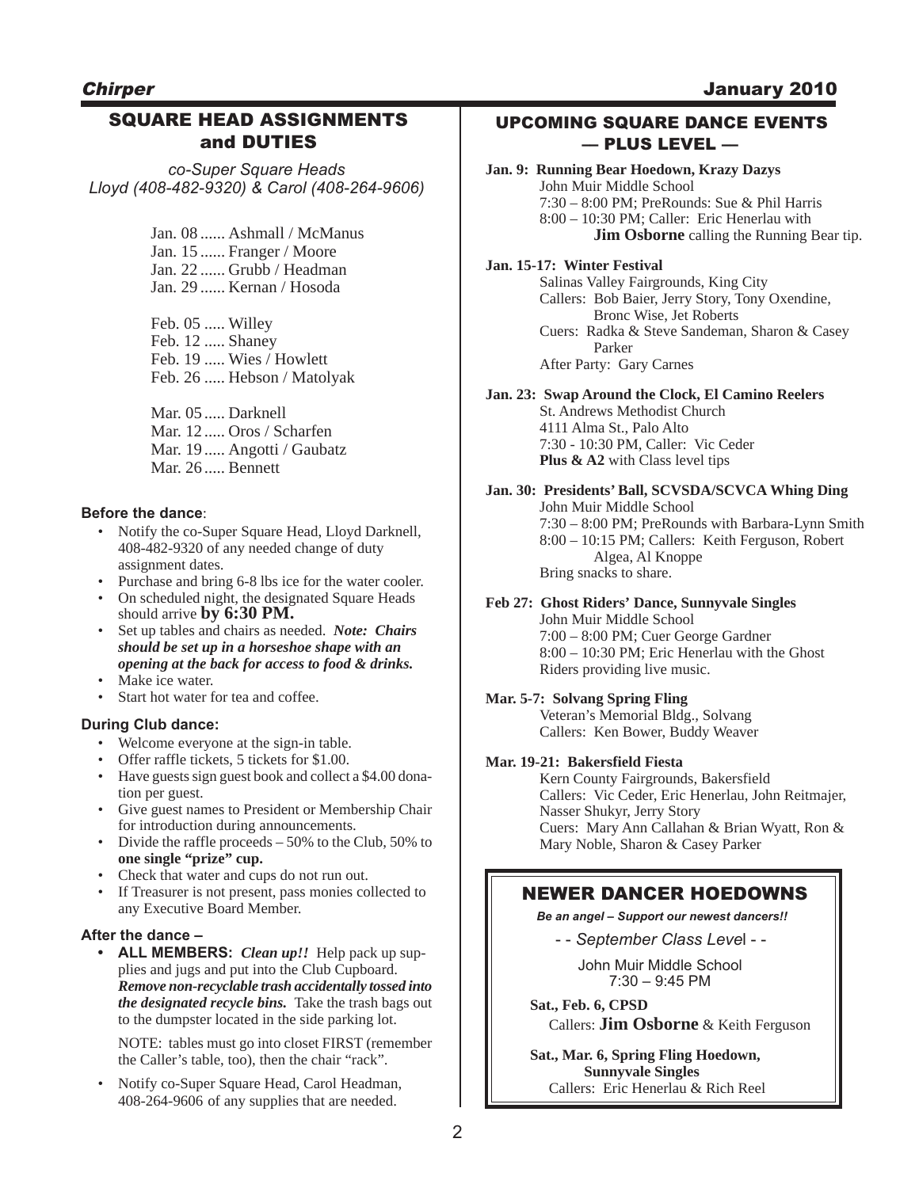## SQUARE HEAD ASSIGNMENTS and DUTIES

*co-Super Square Heads*
*Lloyd (408-482-9320) & Carol (408-264-9606)*

Jan. 08 ...... Ashmall / McManus
Jan. 15 ...... Franger / Moore
Jan. 22 ...... Grubb / Headman
Jan. 29 ...... Kernan / Hosoda

Feb. 05 ..... Willey
Feb. 12 ..... Shaney
Feb. 19 ..... Wies / Howlett
Feb. 26 ..... Hebson / Matolyak

Mar. 05 ..... Darknell
Mar. 12 ..... Oros / Scharfen
Mar. 19 ..... Angotti / Gaubatz
Mar. 26 ..... Bennett

### Before the dance:

- Notify the co-Super Square Head, Lloyd Darknell, 408-482-9320 of any needed change of duty assignment dates.
- Purchase and bring 6-8 lbs ice for the water cooler.
- On scheduled night, the designated Square Heads should arrive **by 6:30 PM.**
- Set up tables and chairs as needed. ***Note: Chairs should be set up in a horseshoe shape with an opening at the back for access to food & drinks.***
- Make ice water.
- Start hot water for tea and coffee.

### During Club dance:

- Welcome everyone at the sign-in table.
- Offer raffle tickets, 5 tickets for $1.00.
- Have guests sign guest book and collect a $4.00 donation per guest.
- Give guest names to President or Membership Chair for introduction during announcements.
- Divide the raffle proceeds – 50% to the Club, 50% to **one single "prize" cup.**
- Check that water and cups do not run out.
- If Treasurer is not present, pass monies collected to any Executive Board Member.

### After the dance –

- **ALL MEMBERS:** ***Clean up!!*** Help pack up supplies and jugs and put into the Club Cupboard. ***Remove non-recyclable trash accidentally tossed into the designated recycle bins.*** Take the trash bags out to the dumpster located in the side parking lot.

  NOTE: tables must go into closet FIRST (remember the Caller's table, too), then the chair "rack".

- Notify co-Super Square Head, Carol Headman, 408-264-9606 of any supplies that are needed.

## UPCOMING SQUARE DANCE EVENTS — PLUS LEVEL —

**Jan. 9: Running Bear Hoedown, Krazy Dazys**
John Muir Middle School
7:30 – 8:00 PM; PreRounds: Sue & Phil Harris
8:00 – 10:30 PM; Caller: Eric Henerlau with **Jim Osborne** calling the Running Bear tip.

**Jan. 15-17: Winter Festival**
Salinas Valley Fairgrounds, King City
Callers: Bob Baier, Jerry Story, Tony Oxendine, Bronc Wise, Jet Roberts
Cuers: Radka & Steve Sandeman, Sharon & Casey Parker
After Party: Gary Carnes

**Jan. 23: Swap Around the Clock, El Camino Reelers**
St. Andrews Methodist Church
4111 Alma St., Palo Alto
7:30 - 10:30 PM, Caller: Vic Ceder
**Plus & A2** with Class level tips

**Jan. 30: Presidents' Ball, SCVSDA/SCVCA Whing Ding**
John Muir Middle School
7:30 – 8:00 PM; PreRounds with Barbara-Lynn Smith
8:00 – 10:15 PM; Callers: Keith Ferguson, Robert Algea, Al Knoppe
Bring snacks to share.

**Feb 27: Ghost Riders' Dance, Sunnyvale Singles**
John Muir Middle School
7:00 – 8:00 PM; Cuer George Gardner
8:00 – 10:30 PM; Eric Henerlau with the Ghost Riders providing live music.

**Mar. 5-7: Solvang Spring Fling**
Veteran's Memorial Bldg., Solvang
Callers: Ken Bower, Buddy Weaver

**Mar. 19-21: Bakersfield Fiesta**
Kern County Fairgrounds, Bakersfield
Callers: Vic Ceder, Eric Henerlau, John Reitmajer, Nasser Shukyr, Jerry Story
Cuers: Mary Ann Callahan & Brian Wyatt, Ron & Mary Noble, Sharon & Casey Parker

## NEWER DANCER HOEDOWNS

***Be an angel – Support our newest dancers!!***

*- - September Class Level - -*

John Muir Middle School
7:30 – 9:45 PM

**Sat., Feb. 6, CPSD**
Callers: **Jim Osborne** & Keith Ferguson

**Sat., Mar. 6, Spring Fling Hoedown, Sunnyvale Singles**
Callers: Eric Henerlau & Rich Reel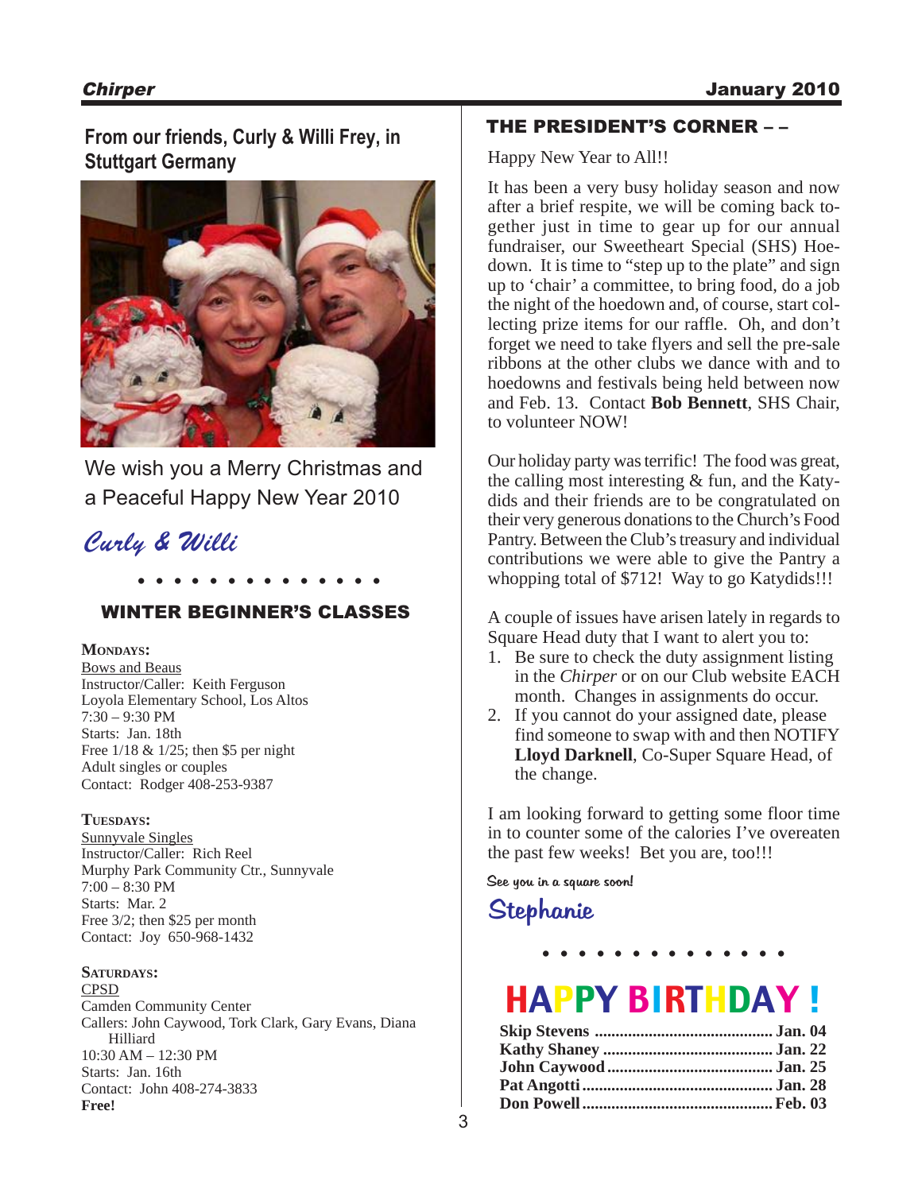## From our friends, Curly & Willi Frey, in Stuttgart Germany

We wish you a Merry Christmas and a Peaceful Happy New Year 2010

*Curly & Willi*

## WINTER BEGINNER'S CLASSES

**MONDAYS:**
Bows and Beaus
Instructor/Caller: Keith Ferguson
Loyola Elementary School, Los Altos
7:30 – 9:30 PM
Starts: Jan. 18th
Free 1/18 & 1/25; then $5 per night
Adult singles or couples
Contact: Rodger 408-253-9387

**TUESDAYS:**
Sunnyvale Singles
Instructor/Caller: Rich Reel
Murphy Park Community Ctr., Sunnyvale
7:00 – 8:30 PM
Starts: Mar. 2
Free 3/2; then $25 per month
Contact: Joy 650-968-1432

**SATURDAYS:**
CPSD
Camden Community Center
Callers: John Caywood, Tork Clark, Gary Evans, Diana Hilliard
10:30 AM – 12:30 PM
Starts: Jan. 16th
Contact: John 408-274-3833
**Free!**

## THE PRESIDENT'S CORNER – –

Happy New Year to All!!

It has been a very busy holiday season and now after a brief respite, we will be coming back together just in time to gear up for our annual fundraiser, our Sweetheart Special (SHS) Hoedown. It is time to "step up to the plate" and sign up to 'chair' a committee, to bring food, do a job the night of the hoedown and, of course, start collecting prize items for our raffle. Oh, and don't forget we need to take flyers and sell the pre-sale ribbons at the other clubs we dance with and to hoedowns and festivals being held between now and Feb. 13. Contact **Bob Bennett**, SHS Chair, to volunteer NOW!

Our holiday party was terrific! The food was great, the calling most interesting & fun, and the Katydids and their friends are to be congratulated on their very generous donations to the Church's Food Pantry. Between the Club's treasury and individual contributions we were able to give the Pantry a whopping total of $712! Way to go Katydids!!!

A couple of issues have arisen lately in regards to Square Head duty that I want to alert you to:

1. Be sure to check the duty assignment listing in the *Chirper* or on our Club website EACH month. Changes in assignments do occur.
2. If you cannot do your assigned date, please find someone to swap with and then NOTIFY **Lloyd Darknell**, Co-Super Square Head, of the change.

I am looking forward to getting some floor time in to counter some of the calories I've overeaten the past few weeks! Bet you are, too!!!

See you in a square soon!

Stephanie

## HAPPY BIRTHDAY !

**Skip Stevens** .......... **Jan. 04**
**Kathy Shaney** .......... **Jan. 22**
**John Caywood** .......... **Jan. 25**
**Pat Angotti** .......... **Jan. 28**
**Don Powell** .......... **Feb. 03**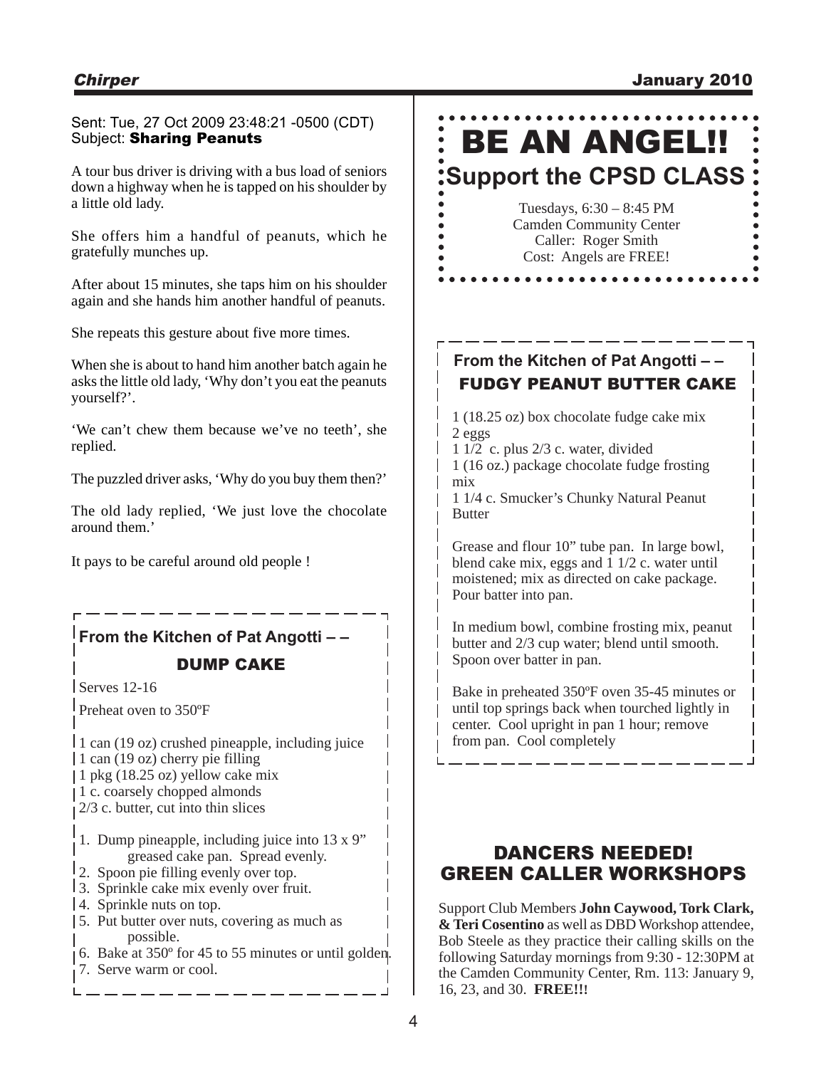Sent: Tue, 27 Oct 2009 23:48:21 -0500 (CDT)
Subject: **Sharing Peanuts**

A tour bus driver is driving with a bus load of seniors down a highway when he is tapped on his shoulder by a little old lady.

She offers him a handful of peanuts, which he gratefully munches up.

After about 15 minutes, she taps him on his shoulder again and she hands him another handful of peanuts.

She repeats this gesture about five more times.

When she is about to hand him another batch again he asks the little old lady, 'Why don't you eat the peanuts yourself?'.

'We can't chew them because we've no teeth', she replied.

The puzzled driver asks, 'Why do you buy them then?'

The old lady replied, 'We just love the chocolate around them.'

It pays to be careful around old people !

### From the Kitchen of Pat Angotti – –

## DUMP CAKE

Serves 12-16

Preheat oven to 350ºF

1 can (19 oz) crushed pineapple, including juice
1 can (19 oz) cherry pie filling
1 pkg (18.25 oz) yellow cake mix
1 c. coarsely chopped almonds
2/3 c. butter, cut into thin slices

1. Dump pineapple, including juice into 13 x 9" greased cake pan. Spread evenly.
2. Spoon pie filling evenly over top.
3. Sprinkle cake mix evenly over fruit.
4. Sprinkle nuts on top.
5. Put butter over nuts, covering as much as possible.
6. Bake at 350º for 45 to 55 minutes or until golden.
7. Serve warm or cool.

# BE AN ANGEL!!

## Support the CPSD CLASS

Tuesdays, 6:30 – 8:45 PM
Camden Community Center
Caller: Roger Smith
Cost: Angels are FREE!

### From the Kitchen of Pat Angotti – –

## FUDGY PEANUT BUTTER CAKE

1 (18.25 oz) box chocolate fudge cake mix
2 eggs
1 1/2 c. plus 2/3 c. water, divided
1 (16 oz.) package chocolate fudge frosting mix
1 1/4 c. Smucker's Chunky Natural Peanut Butter

Grease and flour 10" tube pan. In large bowl, blend cake mix, eggs and 1 1/2 c. water until moistened; mix as directed on cake package. Pour batter into pan.

In medium bowl, combine frosting mix, peanut butter and 2/3 cup water; blend until smooth. Spoon over batter in pan.

Bake in preheated 350ºF oven 35-45 minutes or until top springs back when tourched lightly in center. Cool upright in pan 1 hour; remove from pan. Cool completely

## DANCERS NEEDED! GREEN CALLER WORKSHOPS

Support Club Members **John Caywood, Tork Clark, & Teri Cosentino** as well as DBD Workshop attendee, Bob Steele as they practice their calling skills on the following Saturday mornings from 9:30 - 12:30PM at the Camden Community Center, Rm. 113: January 9, 16, 23, and 30. **FREE!!!**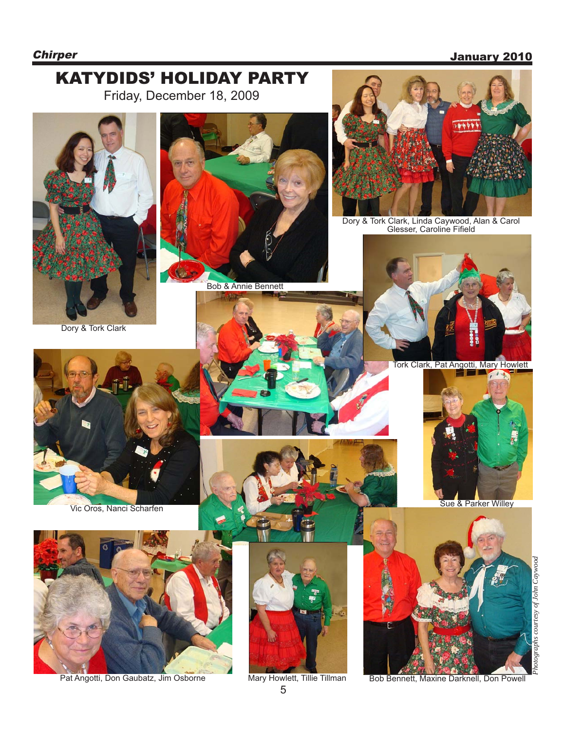# KATYDIDS' HOLIDAY PARTY

Friday, December 18, 2009

Dory & Tork Clark

Bob & Annie Bennett

Dory & Tork Clark, Linda Caywood, Alan & Carol Glesser, Caroline Fifield

Tork Clark, Pat Angotti, Mary Howlett

Vic Oros, Nanci Scharfen

Sue & Parker Willey

Pat Angotti, Don Gaubatz, Jim Osborne

Mary Howlett, Tillie Tillman

Bob Bennett, Maxine Darknell, Don Powell

*Photographs courtesy of John Caywood*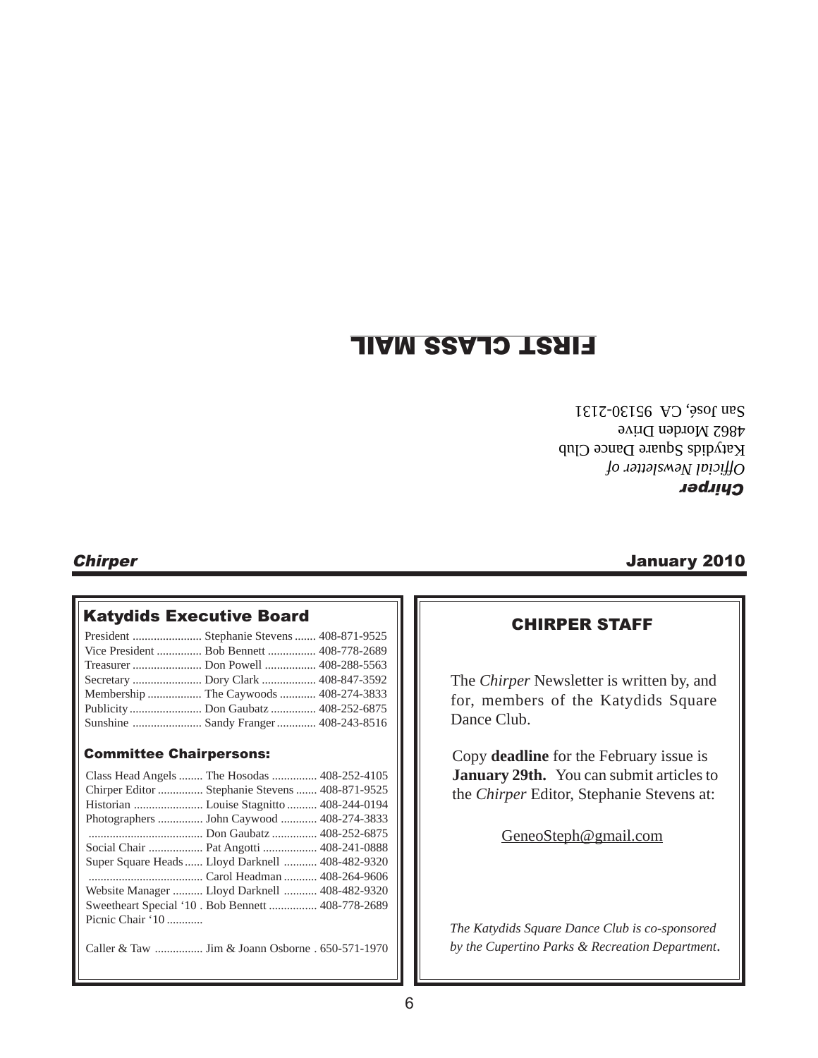FIRST CLASS MAIL

***Chirper***
*Official Newsletter of*
Katydids Square Dance Club
4862 Morden Drive
San José, CA 95130-2131

## Katydids Executive Board

| | | |
|---|---|---|
| President | Stephanie Stevens | 408-871-9525 |
| Vice President | Bob Bennett | 408-778-2689 |
| Treasurer | Don Powell | 408-288-5563 |
| Secretary | Dory Clark | 408-847-3592 |
| Membership | The Caywoods | 408-274-3833 |
| Publicity | Don Gaubatz | 408-252-6875 |
| Sunshine | Sandy Franger | 408-243-8516 |

### Committee Chairpersons:

| | | |
|---|---|---|
| Class Head Angels | The Hosodas | 408-252-4105 |
| Chirper Editor | Stephanie Stevens | 408-871-9525 |
| Historian | Louise Stagnitto | 408-244-0194 |
| Photographers | John Caywood | 408-274-3833 |
| | Don Gaubatz | 408-252-6875 |
| Social Chair | Pat Angotti | 408-241-0888 |
| Super Square Heads | Lloyd Darknell | 408-482-9320 |
| | Carol Headman | 408-264-9606 |
| Website Manager | Lloyd Darknell | 408-482-9320 |
| Sweetheart Special '10 | Bob Bennett | 408-778-2689 |
| Picnic Chair '10 | | |
| Caller & Taw | Jim & Joann Osborne | 650-571-1970 |

## CHIRPER STAFF

The *Chirper* Newsletter is written by, and for, members of the Katydids Square Dance Club.

Copy **deadline** for the February issue is **January 29th.** You can submit articles to the *Chirper* Editor, Stephanie Stevens at:

GeneoSteph@gmail.com

*The Katydids Square Dance Club is co-sponsored by the Cupertino Parks & Recreation Department*.